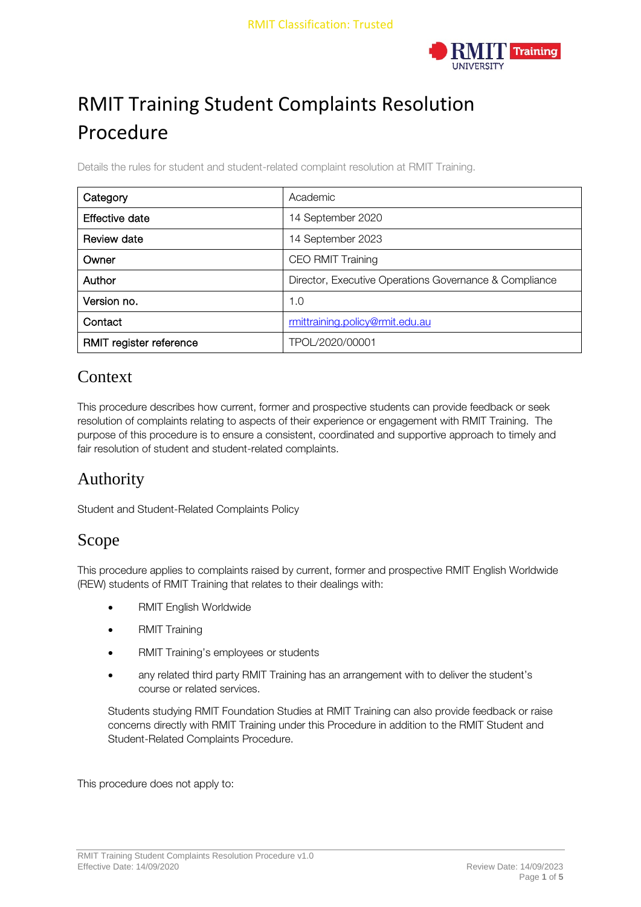RMIT Classification: Trusted

# RMIT Training Student Complaints Resolution Procedure

Details the rules for student and student-related complaint resolution at RMIT Training.

| Category | Academic |
|---|---|
| Effective date | 14 September 2020 |
| Review date | 14 September 2023 |
| Owner | CEO RMIT Training |
| Author | Director, Executive Operations Governance & Compliance |
| Version no. | 1.0 |
| Contact | rmittraining.policy@rmit.edu.au |
| RMIT register reference | TPOL/2020/00001 |

## Context

This procedure describes how current, former and prospective students can provide feedback or seek resolution of complaints relating to aspects of their experience or engagement with RMIT Training. The purpose of this procedure is to ensure a consistent, coordinated and supportive approach to timely and fair resolution of student and student-related complaints.

## Authority

Student and Student-Related Complaints Policy

## Scope

This procedure applies to complaints raised by current, former and prospective RMIT English Worldwide (REW) students of RMIT Training that relates to their dealings with:

- RMIT English Worldwide
- RMIT Training
- RMIT Training's employees or students
- any related third party RMIT Training has an arrangement with to deliver the student's course or related services.

Students studying RMIT Foundation Studies at RMIT Training can also provide feedback or raise concerns directly with RMIT Training under this Procedure in addition to the RMIT Student and Student-Related Complaints Procedure.

This procedure does not apply to: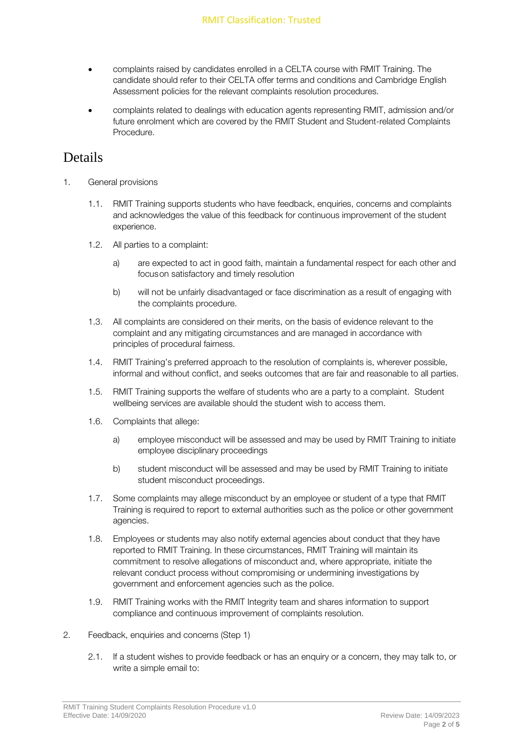- complaints raised by candidates enrolled in a CELTA course with RMIT Training. The candidate should refer to their CELTA offer terms and conditions and Cambridge English Assessment policies for the relevant complaints resolution procedures.
- complaints related to dealings with education agents representing RMIT, admission and/or future enrolment which are covered by the RMIT Student and Student-related Complaints Procedure.

# Details

1. General provisions

   1.1. RMIT Training supports students who have feedback, enquiries, concerns and complaints and acknowledges the value of this feedback for continuous improvement of the student experience.

   1.2. All parties to a complaint:

   a) are expected to act in good faith, maintain a fundamental respect for each other and focuson satisfactory and timely resolution

   b) will not be unfairly disadvantaged or face discrimination as a result of engaging with the complaints procedure.

   1.3. All complaints are considered on their merits, on the basis of evidence relevant to the complaint and any mitigating circumstances and are managed in accordance with principles of procedural fairness.

   1.4. RMIT Training's preferred approach to the resolution of complaints is, wherever possible, informal and without conflict, and seeks outcomes that are fair and reasonable to all parties.

   1.5. RMIT Training supports the welfare of students who are a party to a complaint. Student wellbeing services are available should the student wish to access them.

   1.6. Complaints that allege:

   a) employee misconduct will be assessed and may be used by RMIT Training to initiate employee disciplinary proceedings

   b) student misconduct will be assessed and may be used by RMIT Training to initiate student misconduct proceedings.

   1.7. Some complaints may allege misconduct by an employee or student of a type that RMIT Training is required to report to external authorities such as the police or other government agencies.

   1.8. Employees or students may also notify external agencies about conduct that they have reported to RMIT Training. In these circumstances, RMIT Training will maintain its commitment to resolve allegations of misconduct and, where appropriate, initiate the relevant conduct process without compromising or undermining investigations by government and enforcement agencies such as the police.

   1.9. RMIT Training works with the RMIT Integrity team and shares information to support compliance and continuous improvement of complaints resolution.

2. Feedback, enquiries and concerns (Step 1)

   2.1. If a student wishes to provide feedback or has an enquiry or a concern, they may talk to, or write a simple email to: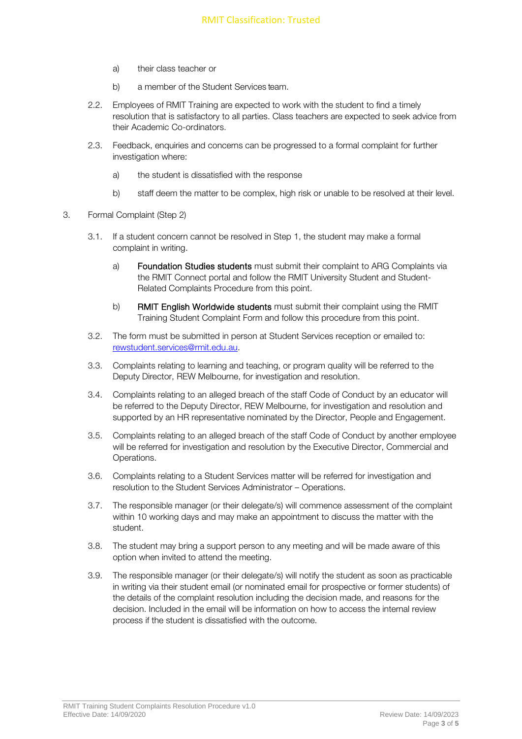a) their class teacher or

b) a member of the Student Services team.

2.2. Employees of RMIT Training are expected to work with the student to find a timely resolution that is satisfactory to all parties. Class teachers are expected to seek advice from their Academic Co-ordinators.

2.3. Feedback, enquiries and concerns can be progressed to a formal complaint for further investigation where:

a) the student is dissatisfied with the response

b) staff deem the matter to be complex, high risk or unable to be resolved at their level.

3. Formal Complaint (Step 2)

3.1. If a student concern cannot be resolved in Step 1, the student may make a formal complaint in writing.

a) **Foundation Studies students** must submit their complaint to ARG Complaints via the RMIT Connect portal and follow the RMIT University Student and Student-Related Complaints Procedure from this point.

b) **RMIT English Worldwide students** must submit their complaint using the RMIT Training Student Complaint Form and follow this procedure from this point.

3.2. The form must be submitted in person at Student Services reception or emailed to: rewstudent.services@rmit.edu.au.

3.3. Complaints relating to learning and teaching, or program quality will be referred to the Deputy Director, REW Melbourne, for investigation and resolution.

3.4. Complaints relating to an alleged breach of the staff Code of Conduct by an educator will be referred to the Deputy Director, REW Melbourne, for investigation and resolution and supported by an HR representative nominated by the Director, People and Engagement.

3.5. Complaints relating to an alleged breach of the staff Code of Conduct by another employee will be referred for investigation and resolution by the Executive Director, Commercial and Operations.

3.6. Complaints relating to a Student Services matter will be referred for investigation and resolution to the Student Services Administrator – Operations.

3.7. The responsible manager (or their delegate/s) will commence assessment of the complaint within 10 working days and may make an appointment to discuss the matter with the student.

3.8. The student may bring a support person to any meeting and will be made aware of this option when invited to attend the meeting.

3.9. The responsible manager (or their delegate/s) will notify the student as soon as practicable in writing via their student email (or nominated email for prospective or former students) of the details of the complaint resolution including the decision made, and reasons for the decision. Included in the email will be information on how to access the internal review process if the student is dissatisfied with the outcome.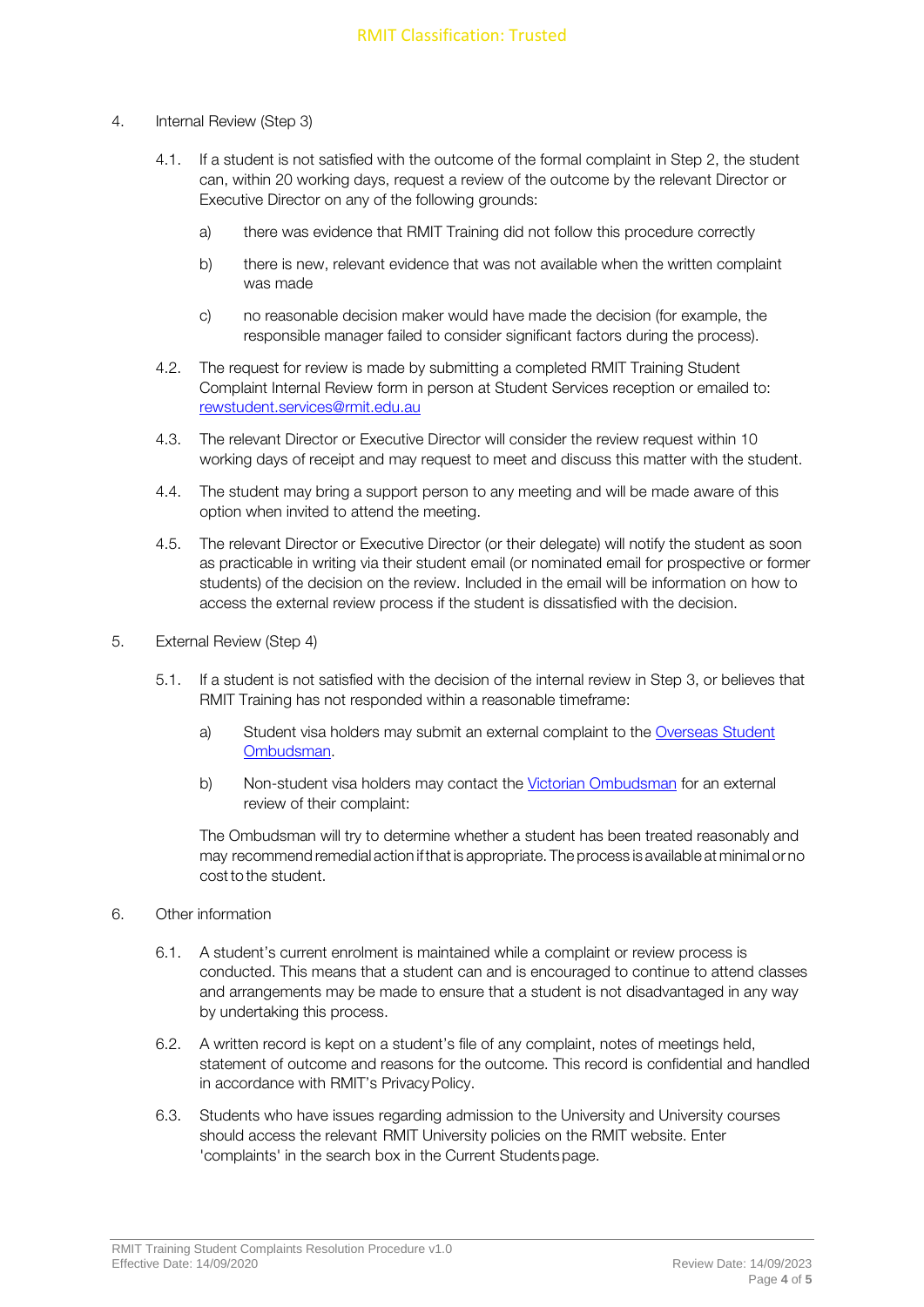4. Internal Review (Step 3)

   4.1. If a student is not satisfied with the outcome of the formal complaint in Step 2, the student can, within 20 working days, request a review of the outcome by the relevant Director or Executive Director on any of the following grounds:

      a) there was evidence that RMIT Training did not follow this procedure correctly

      b) there is new, relevant evidence that was not available when the written complaint was made

      c) no reasonable decision maker would have made the decision (for example, the responsible manager failed to consider significant factors during the process).

   4.2. The request for review is made by submitting a completed RMIT Training Student Complaint Internal Review form in person at Student Services reception or emailed to: rewstudent.services@rmit.edu.au

   4.3. The relevant Director or Executive Director will consider the review request within 10 working days of receipt and may request to meet and discuss this matter with the student.

   4.4. The student may bring a support person to any meeting and will be made aware of this option when invited to attend the meeting.

   4.5. The relevant Director or Executive Director (or their delegate) will notify the student as soon as practicable in writing via their student email (or nominated email for prospective or former students) of the decision on the review. Included in the email will be information on how to access the external review process if the student is dissatisfied with the decision.

5. External Review (Step 4)

   5.1. If a student is not satisfied with the decision of the internal review in Step 3, or believes that RMIT Training has not responded within a reasonable timeframe:

      a) Student visa holders may submit an external complaint to the Overseas Student Ombudsman.

      b) Non-student visa holders may contact the Victorian Ombudsman for an external review of their complaint:

   The Ombudsman will try to determine whether a student has been treated reasonably and may recommend remedial action if that is appropriate. The process is available at minimal or no cost to the student.

6. Other information

   6.1. A student's current enrolment is maintained while a complaint or review process is conducted. This means that a student can and is encouraged to continue to attend classes and arrangements may be made to ensure that a student is not disadvantaged in any way by undertaking this process.

   6.2. A written record is kept on a student's file of any complaint, notes of meetings held, statement of outcome and reasons for the outcome. This record is confidential and handled in accordance with RMIT's Privacy Policy.

   6.3. Students who have issues regarding admission to the University and University courses should access the relevant RMIT University policies on the RMIT website. Enter 'complaints' in the search box in the Current Students page.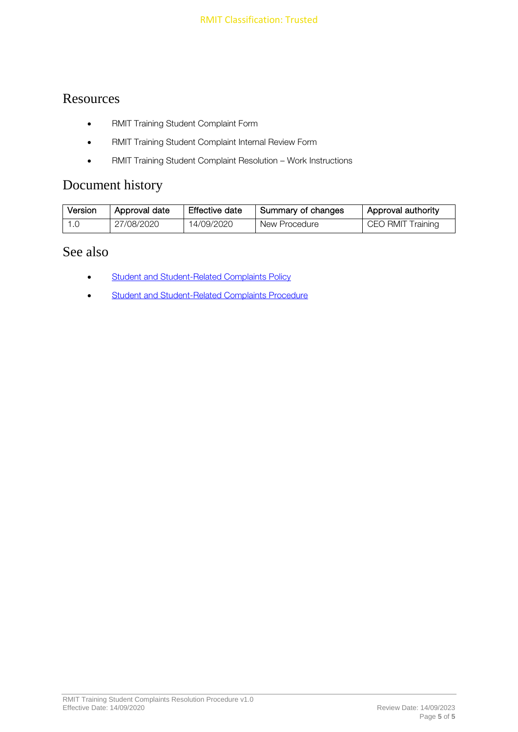## Resources

- RMIT Training Student Complaint Form
- RMIT Training Student Complaint Internal Review Form
- RMIT Training Student Complaint Resolution – Work Instructions

## Document history

| Version | Approval date | Effective date | Summary of changes | Approval authority |
| --- | --- | --- | --- | --- |
| 1.0 | 27/08/2020 | 14/09/2020 | New Procedure | CEO RMIT Training |

## See also

- Student and Student-Related Complaints Policy
- Student and Student-Related Complaints Procedure